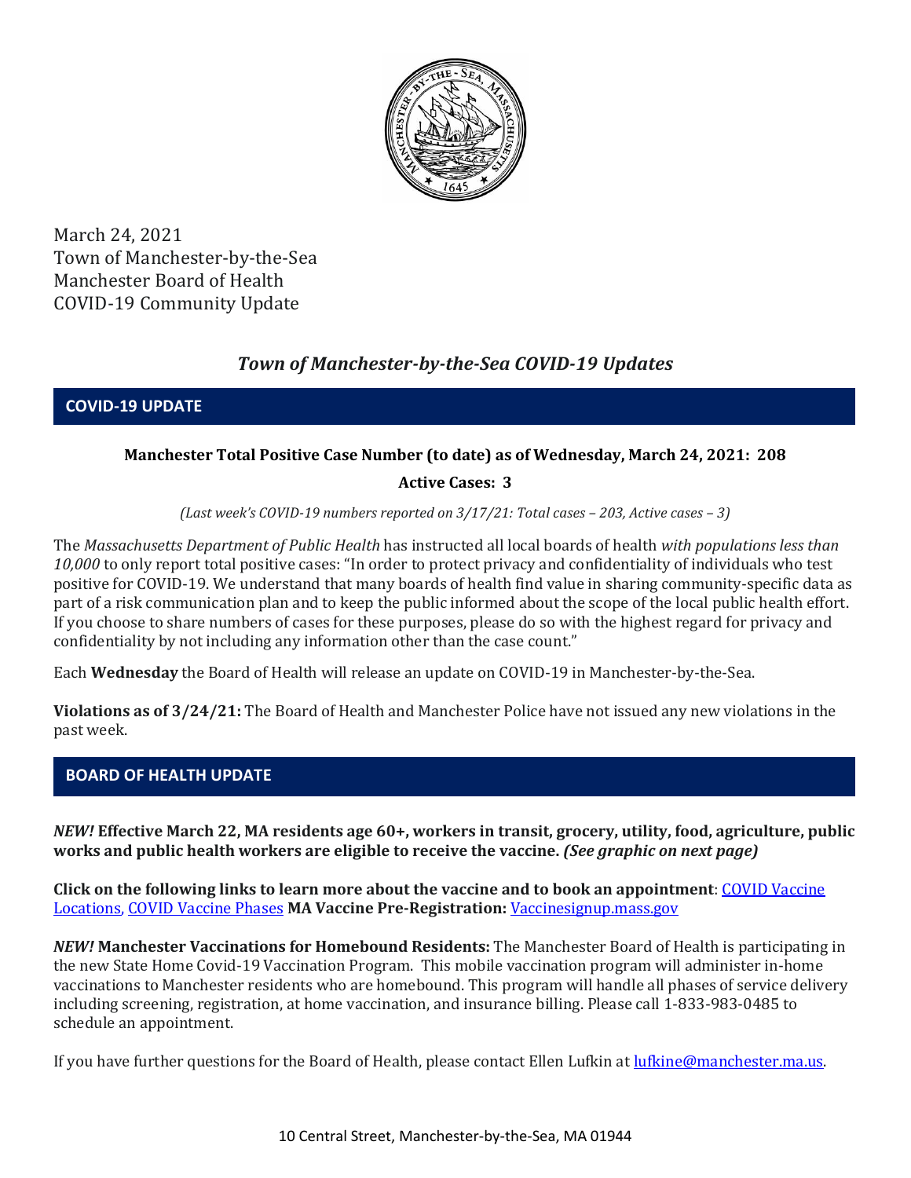March 24, 2021
Town of Manchester-by-the-Sea
Manchester Board of Health
COVID-19 Community Update

## *Town of Manchester-by-the-Sea COVID-19 Updates*

## COVID-19 UPDATE

**Manchester Total Positive Case Number (to date) as of Wednesday, March 24, 2021: 208**

**Active Cases: 3**

*(Last week's COVID-19 numbers reported on 3/17/21: Total cases – 203, Active cases – 3)*

The *Massachusetts Department of Public Health* has instructed all local boards of health *with populations less than 10,000* to only report total positive cases: "In order to protect privacy and confidentiality of individuals who test positive for COVID-19. We understand that many boards of health find value in sharing community-specific data as part of a risk communication plan and to keep the public informed about the scope of the local public health effort. If you choose to share numbers of cases for these purposes, please do so with the highest regard for privacy and confidentiality by not including any information other than the case count."

Each **Wednesday** the Board of Health will release an update on COVID-19 in Manchester-by-the-Sea.

**Violations as of 3/24/21:** The Board of Health and Manchester Police have not issued any new violations in the past week.

## BOARD OF HEALTH UPDATE

***NEW!* Effective March 22, MA residents age 60+, workers in transit, grocery, utility, food, agriculture, public works and public health workers are eligible to receive the vaccine. *(See graphic on next page)***

**Click on the following links to learn more about the vaccine and to book an appointment**: COVID Vaccine Locations, COVID Vaccine Phases **MA Vaccine Pre-Registration:** Vaccinesignup.mass.gov

***NEW!* Manchester Vaccinations for Homebound Residents:** The Manchester Board of Health is participating in the new State Home Covid-19 Vaccination Program. This mobile vaccination program will administer in-home vaccinations to Manchester residents who are homebound. This program will handle all phases of service delivery including screening, registration, at home vaccination, and insurance billing. Please call 1-833-983-0485 to schedule an appointment.

If you have further questions for the Board of Health, please contact Ellen Lufkin at lufkine@manchester.ma.us.

10 Central Street, Manchester-by-the-Sea, MA 01944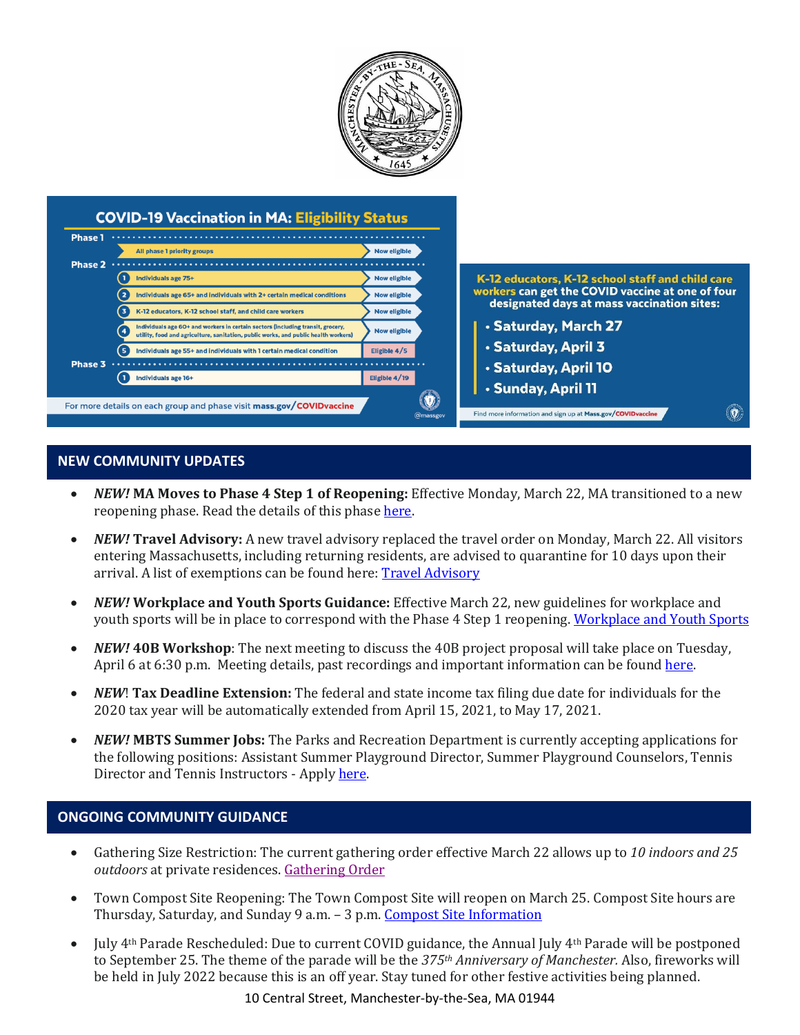## COVID-19 Vaccination in MA: Eligibility Status

**Phase 1**

- All phase 1 priority groups — Now eligible

**Phase 2**

1. Individuals age 75+ — Now eligible
2. Individuals age 65+ and individuals with 2+ certain medical conditions — Now eligible
3. K-12 educators, K-12 school staff, and child care workers — Now eligible
4. Individuals age 60+ and workers in certain sectors (including transit, grocery, utility, food and agriculture, sanitation, public works, and public health workers) — Now eligible
5. Individuals age 55+ and individuals with 1 certain medical condition — Eligible 4/5

**Phase 3**

1. Individuals age 16+ — Eligible 4/19

For more details on each group and phase visit mass.gov/COVIDvaccine

@massgov

**K-12 educators, K-12 school staff and child care workers can get the COVID vaccine at one of four designated days at mass vaccination sites:**

- Saturday, March 27
- Saturday, April 3
- Saturday, April 10
- Sunday, April 11

Find more information and sign up at Mass.gov/COVIDvaccine

## NEW COMMUNITY UPDATES

- ***NEW!* MA Moves to Phase 4 Step 1 of Reopening:** Effective Monday, March 22, MA transitioned to a new reopening phase. Read the details of this phase here.
- ***NEW!* Travel Advisory:** A new travel advisory replaced the travel order on Monday, March 22. All visitors entering Massachusetts, including returning residents, are advised to quarantine for 10 days upon their arrival. A list of exemptions can be found here: Travel Advisory
- ***NEW!* Workplace and Youth Sports Guidance:** Effective March 22, new guidelines for workplace and youth sports will be in place to correspond with the Phase 4 Step 1 reopening. Workplace and Youth Sports
- ***NEW!* 40B Workshop**: The next meeting to discuss the 40B project proposal will take place on Tuesday, April 6 at 6:30 p.m. Meeting details, past recordings and important information can be found here.
- ***NEW*! Tax Deadline Extension:** The federal and state income tax filing due date for individuals for the 2020 tax year will be automatically extended from April 15, 2021, to May 17, 2021.
- ***NEW!* MBTS Summer Jobs:** The Parks and Recreation Department is currently accepting applications for the following positions: Assistant Summer Playground Director, Summer Playground Counselors, Tennis Director and Tennis Instructors - Apply here.

## ONGOING COMMUNITY GUIDANCE

- Gathering Size Restriction: The current gathering order effective March 22 allows up to *10 indoors and 25 outdoors* at private residences. Gathering Order
- Town Compost Site Reopening: The Town Compost Site will reopen on March 25. Compost Site hours are Thursday, Saturday, and Sunday 9 a.m. – 3 p.m. Compost Site Information
- July 4th Parade Rescheduled: Due to current COVID guidance, the Annual July 4th Parade will be postponed to September 25. The theme of the parade will be the *375th Anniversary of Manchester.* Also, fireworks will be held in July 2022 because this is an off year. Stay tuned for other festive activities being planned.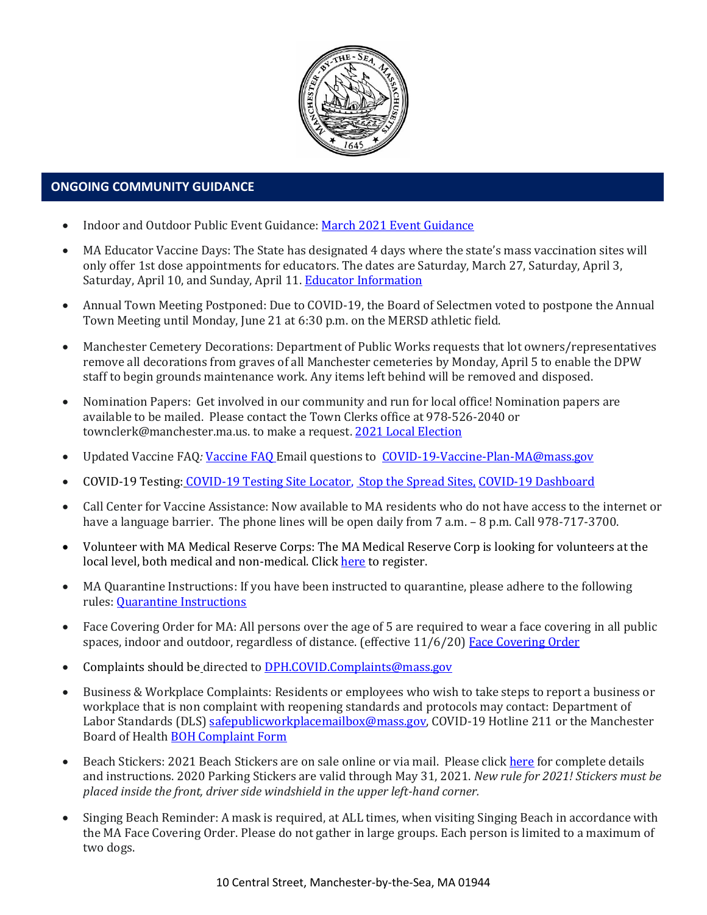## ONGOING COMMUNITY GUIDANCE

- Indoor and Outdoor Public Event Guidance: March 2021 Event Guidance
- MA Educator Vaccine Days: The State has designated 4 days where the state's mass vaccination sites will only offer 1st dose appointments for educators. The dates are Saturday, March 27, Saturday, April 3, Saturday, April 10, and Sunday, April 11. Educator Information
- Annual Town Meeting Postponed: Due to COVID-19, the Board of Selectmen voted to postpone the Annual Town Meeting until Monday, June 21 at 6:30 p.m. on the MERSD athletic field.
- Manchester Cemetery Decorations: Department of Public Works requests that lot owners/representatives remove all decorations from graves of all Manchester cemeteries by Monday, April 5 to enable the DPW staff to begin grounds maintenance work. Any items left behind will be removed and disposed.
- Nomination Papers: Get involved in our community and run for local office! Nomination papers are available to be mailed. Please contact the Town Clerks office at 978-526-2040 or townclerk@manchester.ma.us. to make a request. 2021 Local Election
- Updated Vaccine FAQ*:* Vaccine FAQ Email questions to COVID-19-Vaccine-Plan-MA@mass.gov
- COVID-19 Testing: COVID-19 Testing Site Locator, Stop the Spread Sites, COVID-19 Dashboard
- Call Center for Vaccine Assistance: Now available to MA residents who do not have access to the internet or have a language barrier. The phone lines will be open daily from 7 a.m. – 8 p.m. Call 978-717-3700.
- Volunteer with MA Medical Reserve Corps: The MA Medical Reserve Corp is looking for volunteers at the local level, both medical and non-medical. Click here to register.
- MA Quarantine Instructions: If you have been instructed to quarantine, please adhere to the following rules: Quarantine Instructions
- Face Covering Order for MA: All persons over the age of 5 are required to wear a face covering in all public spaces, indoor and outdoor, regardless of distance. (effective 11/6/20) Face Covering Order
- Complaints should be directed to DPH.COVID.Complaints@mass.gov
- Business & Workplace Complaints: Residents or employees who wish to take steps to report a business or workplace that is non complaint with reopening standards and protocols may contact: Department of Labor Standards (DLS) safepublicworkplacemailbox@mass.gov, COVID-19 Hotline 211 or the Manchester Board of Health BOH Complaint Form
- Beach Stickers: 2021 Beach Stickers are on sale online or via mail. Please click here for complete details and instructions. 2020 Parking Stickers are valid through May 31, 2021. *New rule for 2021! Stickers must be placed inside the front, driver side windshield in the upper left-hand corner.*
- Singing Beach Reminder: A mask is required, at ALL times, when visiting Singing Beach in accordance with the MA Face Covering Order. Please do not gather in large groups. Each person is limited to a maximum of two dogs.

10 Central Street, Manchester-by-the-Sea, MA 01944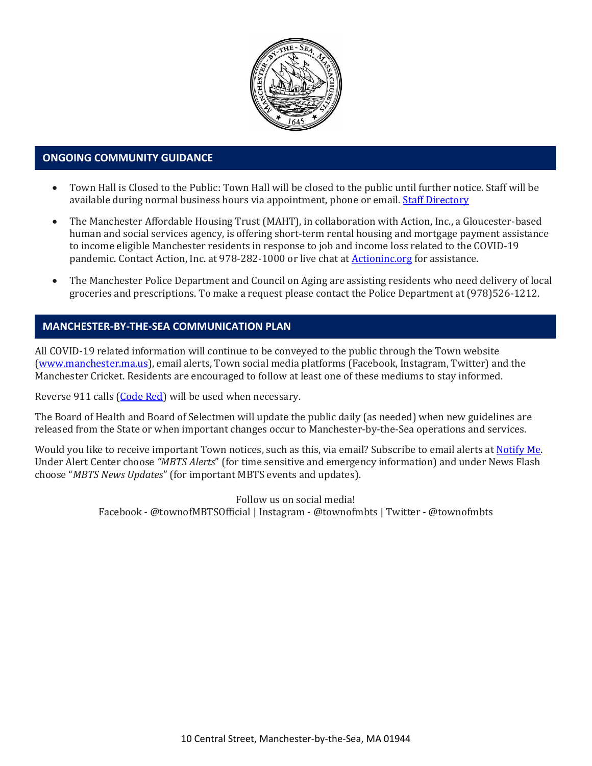## ONGOING COMMUNITY GUIDANCE

- Town Hall is Closed to the Public: Town Hall will be closed to the public until further notice. Staff will be available during normal business hours via appointment, phone or email. [Staff Directory]
- The Manchester Affordable Housing Trust (MAHT), in collaboration with Action, Inc., a Gloucester-based human and social services agency, is offering short-term rental housing and mortgage payment assistance to income eligible Manchester residents in response to job and income loss related to the COVID-19 pandemic. Contact Action, Inc. at 978-282-1000 or live chat at Actioninc.org for assistance.
- The Manchester Police Department and Council on Aging are assisting residents who need delivery of local groceries and prescriptions. To make a request please contact the Police Department at (978)526-1212.

## MANCHESTER-BY-THE-SEA COMMUNICATION PLAN

All COVID-19 related information will continue to be conveyed to the public through the Town website (www.manchester.ma.us), email alerts, Town social media platforms (Facebook, Instagram, Twitter) and the Manchester Cricket. Residents are encouraged to follow at least one of these mediums to stay informed.

Reverse 911 calls (Code Red) will be used when necessary.

The Board of Health and Board of Selectmen will update the public daily (as needed) when new guidelines are released from the State or when important changes occur to Manchester-by-the-Sea operations and services.

Would you like to receive important Town notices, such as this, via email? Subscribe to email alerts at Notify Me. Under Alert Center choose *"MBTS Alerts"* (for time sensitive and emergency information) and under News Flash choose "*MBTS News Updates*" (for important MBTS events and updates).

Follow us on social media!
Facebook - @townofMBTSOfficial | Instagram - @townofmbts | Twitter - @townofmbts

10 Central Street, Manchester-by-the-Sea, MA 01944